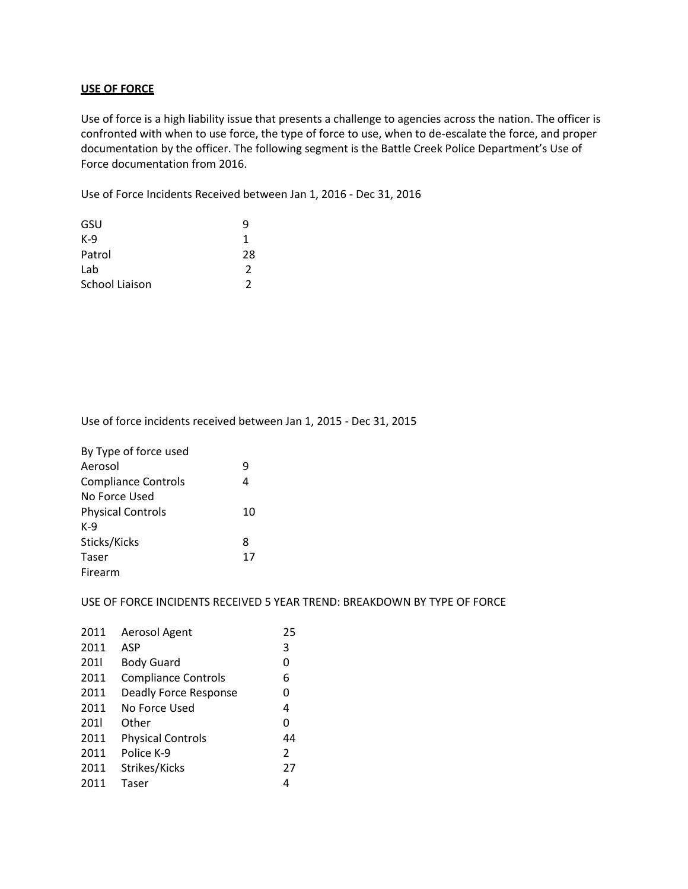**USE OF FORCE**

Use of force is a high liability issue that presents a challenge to agencies across the nation. The officer is confronted with when to use force, the type of force to use, when to de-escalate the force, and proper documentation by the officer. The following segment is the Battle Creek Police Department's Use of Force documentation from 2016.

Use of Force Incidents Received between Jan 1, 2016 - Dec 31, 2016

| | |
|---|---|
| GSU | 9 |
| K-9 | 1 |
| Patrol | 28 |
| Lab | 2 |
| School Liaison | 2 |

Use of force incidents received between Jan 1, 2015 - Dec 31, 2015

| By Type of force used | |
|---|---|
| Aerosol | 9 |
| Compliance Controls | 4 |
| No Force Used | |
| Physical Controls | 10 |
| K-9 | |
| Sticks/Kicks | 8 |
| Taser | 17 |
| Firearm | |

USE OF FORCE INCIDENTS RECEIVED 5 YEAR TREND: BREAKDOWN BY TYPE OF FORCE

| | | |
|---|---|---|
| 2011 | Aerosol Agent | 25 |
| 2011 | ASP | 3 |
| 201l | Body Guard | 0 |
| 2011 | Compliance Controls | 6 |
| 2011 | Deadly Force Response | 0 |
| 2011 | No Force Used | 4 |
| 201l | Other | 0 |
| 2011 | Physical Controls | 44 |
| 2011 | Police K-9 | 2 |
| 2011 | Strikes/Kicks | 27 |
| 2011 | Taser | 4 |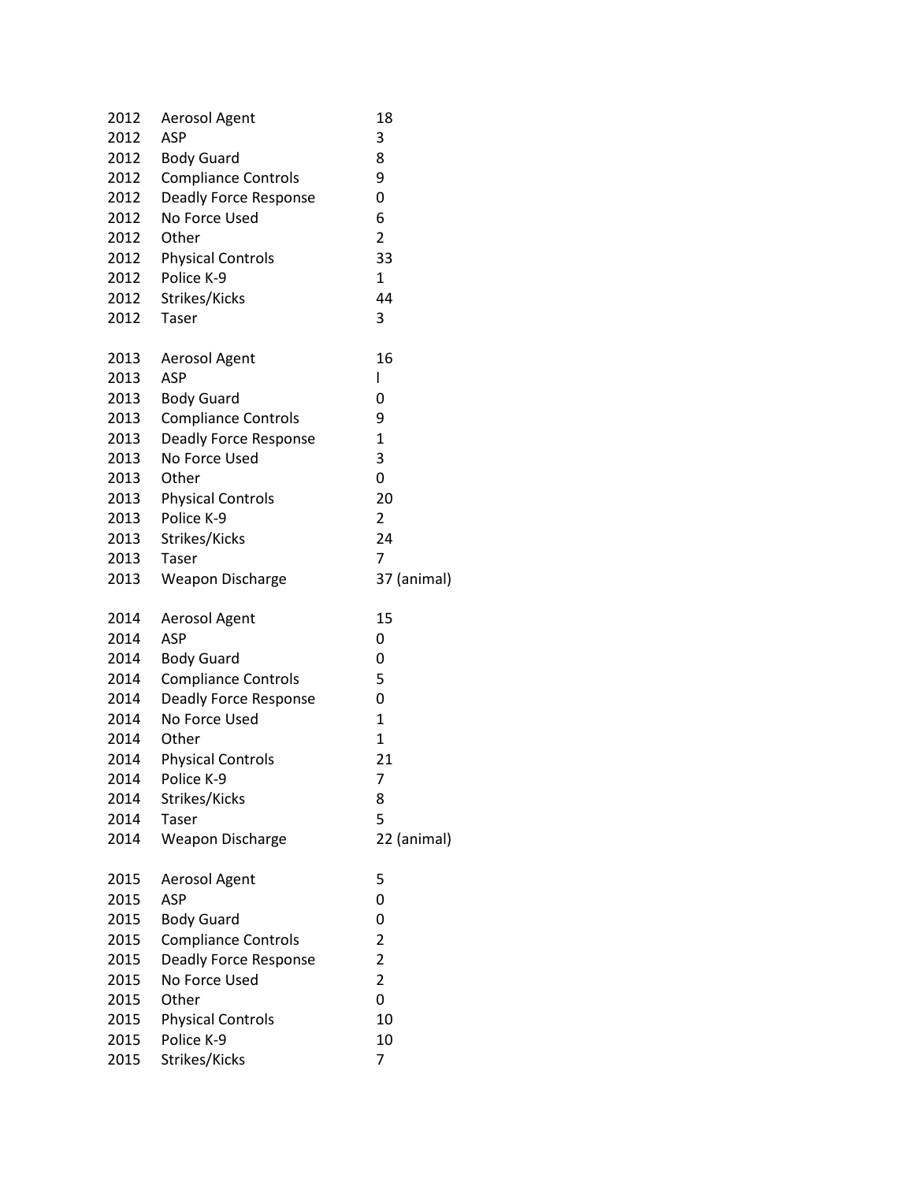| | | |
|---|---|---|
| 2012 | Aerosol Agent | 18 |
| 2012 | ASP | 3 |
| 2012 | Body Guard | 8 |
| 2012 | Compliance Controls | 9 |
| 2012 | Deadly Force Response | 0 |
| 2012 | No Force Used | 6 |
| 2012 | Other | 2 |
| 2012 | Physical Controls | 33 |
| 2012 | Police K-9 | 1 |
| 2012 | Strikes/Kicks | 44 |
| 2012 | Taser | 3 |
| | | |
| 2013 | Aerosol Agent | 16 |
| 2013 | ASP | l |
| 2013 | Body Guard | 0 |
| 2013 | Compliance Controls | 9 |
| 2013 | Deadly Force Response | 1 |
| 2013 | No Force Used | 3 |
| 2013 | Other | 0 |
| 2013 | Physical Controls | 20 |
| 2013 | Police K-9 | 2 |
| 2013 | Strikes/Kicks | 24 |
| 2013 | Taser | 7 |
| 2013 | Weapon Discharge | 37 (animal) |
| | | |
| 2014 | Aerosol Agent | 15 |
| 2014 | ASP | 0 |
| 2014 | Body Guard | 0 |
| 2014 | Compliance Controls | 5 |
| 2014 | Deadly Force Response | 0 |
| 2014 | No Force Used | 1 |
| 2014 | Other | 1 |
| 2014 | Physical Controls | 21 |
| 2014 | Police K-9 | 7 |
| 2014 | Strikes/Kicks | 8 |
| 2014 | Taser | 5 |
| 2014 | Weapon Discharge | 22 (animal) |
| | | |
| 2015 | Aerosol Agent | 5 |
| 2015 | ASP | 0 |
| 2015 | Body Guard | 0 |
| 2015 | Compliance Controls | 2 |
| 2015 | Deadly Force Response | 2 |
| 2015 | No Force Used | 2 |
| 2015 | Other | 0 |
| 2015 | Physical Controls | 10 |
| 2015 | Police K-9 | 10 |
| 2015 | Strikes/Kicks | 7 |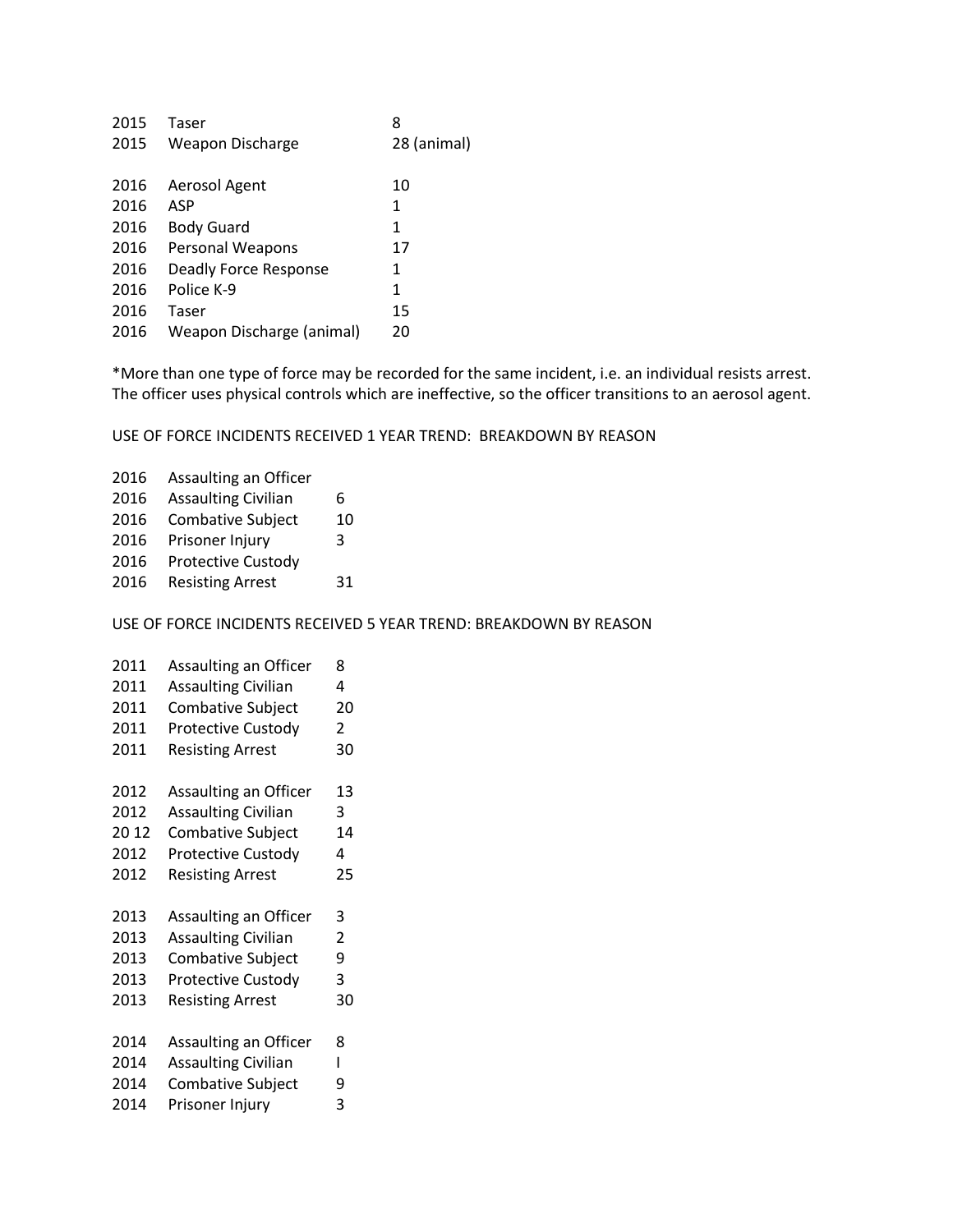| | | |
|---|---|---|
| 2015 | Taser | 8 |
| 2015 | Weapon Discharge | 28 (animal) |
| | | |
| 2016 | Aerosol Agent | 10 |
| 2016 | ASP | 1 |
| 2016 | Body Guard | 1 |
| 2016 | Personal Weapons | 17 |
| 2016 | Deadly Force Response | 1 |
| 2016 | Police K-9 | 1 |
| 2016 | Taser | 15 |
| 2016 | Weapon Discharge (animal) | 20 |

*More than one type of force may be recorded for the same incident, i.e. an individual resists arrest. The officer uses physical controls which are ineffective, so the officer transitions to an aerosol agent.

USE OF FORCE INCIDENTS RECEIVED 1 YEAR TREND: BREAKDOWN BY REASON

| | | |
|---|---|---|
| 2016 | Assaulting an Officer | |
| 2016 | Assaulting Civilian | 6 |
| 2016 | Combative Subject | 10 |
| 2016 | Prisoner Injury | 3 |
| 2016 | Protective Custody | |
| 2016 | Resisting Arrest | 31 |

USE OF FORCE INCIDENTS RECEIVED 5 YEAR TREND: BREAKDOWN BY REASON

| | | |
|---|---|---|
| 2011 | Assaulting an Officer | 8 |
| 2011 | Assaulting Civilian | 4 |
| 2011 | Combative Subject | 20 |
| 2011 | Protective Custody | 2 |
| 2011 | Resisting Arrest | 30 |
| | | |
| 2012 | Assaulting an Officer | 13 |
| 2012 | Assaulting Civilian | 3 |
| 20 12 | Combative Subject | 14 |
| 2012 | Protective Custody | 4 |
| 2012 | Resisting Arrest | 25 |
| | | |
| 2013 | Assaulting an Officer | 3 |
| 2013 | Assaulting Civilian | 2 |
| 2013 | Combative Subject | 9 |
| 2013 | Protective Custody | 3 |
| 2013 | Resisting Arrest | 30 |
| | | |
| 2014 | Assaulting an Officer | 8 |
| 2014 | Assaulting Civilian | I |
| 2014 | Combative Subject | 9 |
| 2014 | Prisoner Injury | 3 |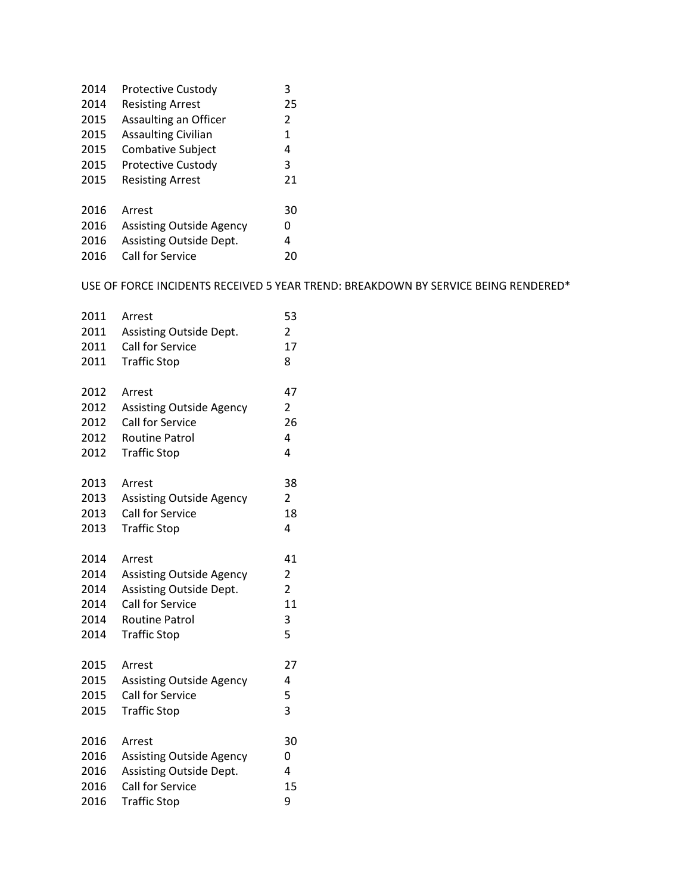| | | |
|---|---|---|
| 2014 | Protective Custody | 3 |
| 2014 | Resisting Arrest | 25 |
| 2015 | Assaulting an Officer | 2 |
| 2015 | Assaulting Civilian | 1 |
| 2015 | Combative Subject | 4 |
| 2015 | Protective Custody | 3 |
| 2015 | Resisting Arrest | 21 |
| | | |
| 2016 | Arrest | 30 |
| 2016 | Assisting Outside Agency | 0 |
| 2016 | Assisting Outside Dept. | 4 |
| 2016 | Call for Service | 20 |

USE OF FORCE INCIDENTS RECEIVED 5 YEAR TREND: BREAKDOWN BY SERVICE BEING RENDERED*

| | | |
|---|---|---|
| 2011 | Arrest | 53 |
| 2011 | Assisting Outside Dept. | 2 |
| 2011 | Call for Service | 17 |
| 2011 | Traffic Stop | 8 |
| | | |
| 2012 | Arrest | 47 |
| 2012 | Assisting Outside Agency | 2 |
| 2012 | Call for Service | 26 |
| 2012 | Routine Patrol | 4 |
| 2012 | Traffic Stop | 4 |
| | | |
| 2013 | Arrest | 38 |
| 2013 | Assisting Outside Agency | 2 |
| 2013 | Call for Service | 18 |
| 2013 | Traffic Stop | 4 |
| | | |
| 2014 | Arrest | 41 |
| 2014 | Assisting Outside Agency | 2 |
| 2014 | Assisting Outside Dept. | 2 |
| 2014 | Call for Service | 11 |
| 2014 | Routine Patrol | 3 |
| 2014 | Traffic Stop | 5 |
| | | |
| 2015 | Arrest | 27 |
| 2015 | Assisting Outside Agency | 4 |
| 2015 | Call for Service | 5 |
| 2015 | Traffic Stop | 3 |
| | | |
| 2016 | Arrest | 30 |
| 2016 | Assisting Outside Agency | 0 |
| 2016 | Assisting Outside Dept. | 4 |
| 2016 | Call for Service | 15 |
| 2016 | Traffic Stop | 9 |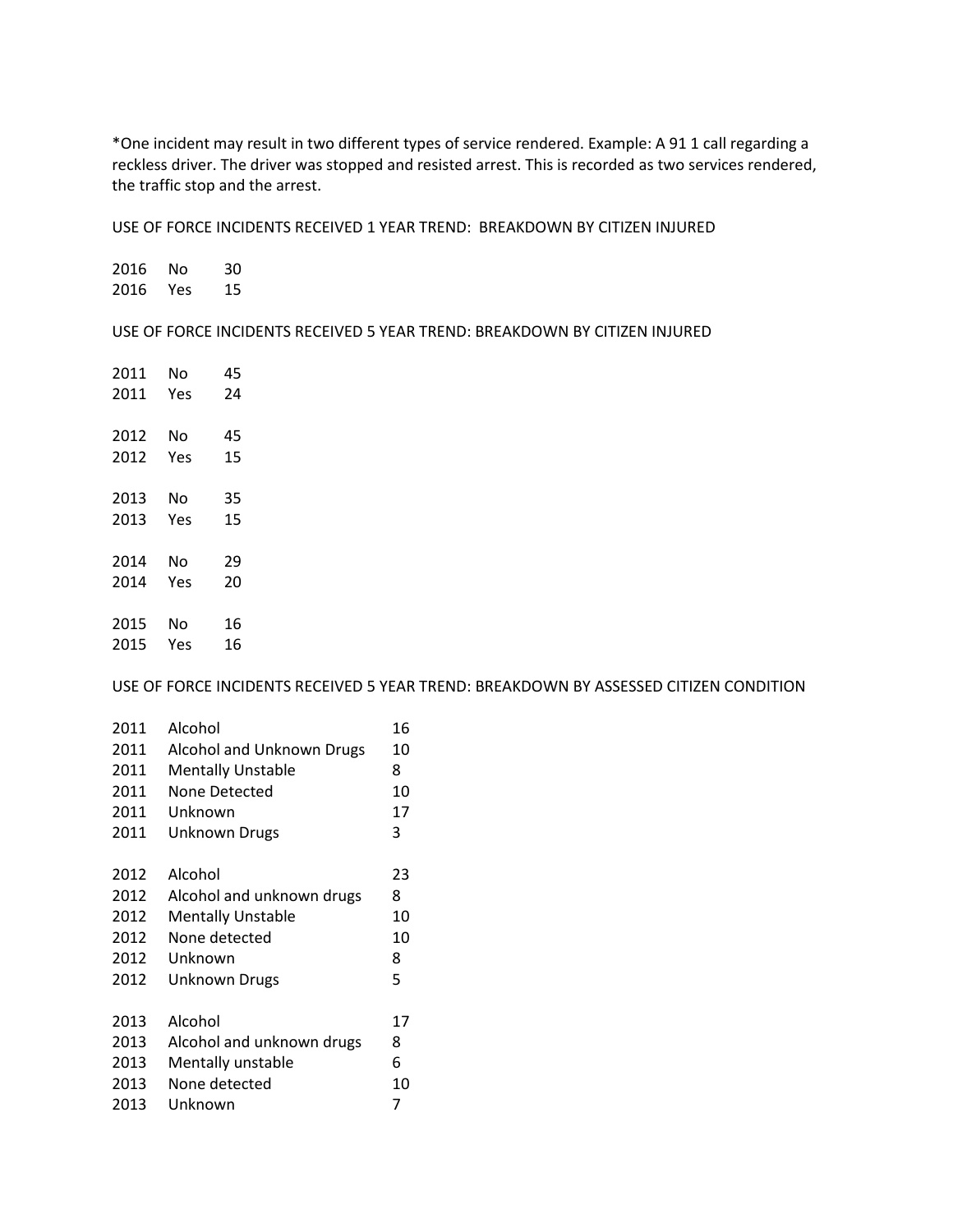*One incident may result in two different types of service rendered. Example: A 91 1 call regarding a reckless driver. The driver was stopped and resisted arrest. This is recorded as two services rendered, the traffic stop and the arrest.

USE OF FORCE INCIDENTS RECEIVED 1 YEAR TREND: BREAKDOWN BY CITIZEN INJURED

| | | |
|---|---|---|
| 2016 | No | 30 |
| 2016 | Yes | 15 |

USE OF FORCE INCIDENTS RECEIVED 5 YEAR TREND: BREAKDOWN BY CITIZEN INJURED

| | | |
|---|---|---|
| 2011 | No | 45 |
| 2011 | Yes | 24 |
| 2012 | No | 45 |
| 2012 | Yes | 15 |
| 2013 | No | 35 |
| 2013 | Yes | 15 |
| 2014 | No | 29 |
| 2014 | Yes | 20 |
| 2015 | No | 16 |
| 2015 | Yes | 16 |

USE OF FORCE INCIDENTS RECEIVED 5 YEAR TREND: BREAKDOWN BY ASSESSED CITIZEN CONDITION

| | | |
|---|---|---|
| 2011 | Alcohol | 16 |
| 2011 | Alcohol and Unknown Drugs | 10 |
| 2011 | Mentally Unstable | 8 |
| 2011 | None Detected | 10 |
| 2011 | Unknown | 17 |
| 2011 | Unknown Drugs | 3 |
| 2012 | Alcohol | 23 |
| 2012 | Alcohol and unknown drugs | 8 |
| 2012 | Mentally Unstable | 10 |
| 2012 | None detected | 10 |
| 2012 | Unknown | 8 |
| 2012 | Unknown Drugs | 5 |
| 2013 | Alcohol | 17 |
| 2013 | Alcohol and unknown drugs | 8 |
| 2013 | Mentally unstable | 6 |
| 2013 | None detected | 10 |
| 2013 | Unknown | 7 |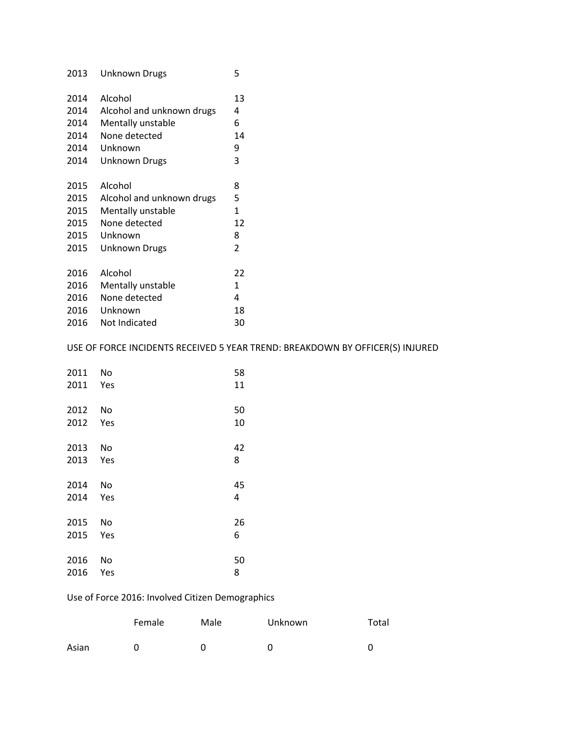| | | |
|---|---|---|
| 2013 | Unknown Drugs | 5 |
| 2014 | Alcohol | 13 |
| 2014 | Alcohol and unknown drugs | 4 |
| 2014 | Mentally unstable | 6 |
| 2014 | None detected | 14 |
| 2014 | Unknown | 9 |
| 2014 | Unknown Drugs | 3 |
| 2015 | Alcohol | 8 |
| 2015 | Alcohol and unknown drugs | 5 |
| 2015 | Mentally unstable | 1 |
| 2015 | None detected | 12 |
| 2015 | Unknown | 8 |
| 2015 | Unknown Drugs | 2 |
| 2016 | Alcohol | 22 |
| 2016 | Mentally unstable | 1 |
| 2016 | None detected | 4 |
| 2016 | Unknown | 18 |
| 2016 | Not Indicated | 30 |

USE OF FORCE INCIDENTS RECEIVED 5 YEAR TREND: BREAKDOWN BY OFFICER(S) INJURED

| | | |
|---|---|---|
| 2011 | No | 58 |
| 2011 | Yes | 11 |
| 2012 | No | 50 |
| 2012 | Yes | 10 |
| 2013 | No | 42 |
| 2013 | Yes | 8 |
| 2014 | No | 45 |
| 2014 | Yes | 4 |
| 2015 | No | 26 |
| 2015 | Yes | 6 |
| 2016 | No | 50 |
| 2016 | Yes | 8 |

Use of Force 2016: Involved Citizen Demographics

| | Female | Male | Unknown | Total |
|---|---|---|---|---|
| Asian | 0 | 0 | 0 | 0 |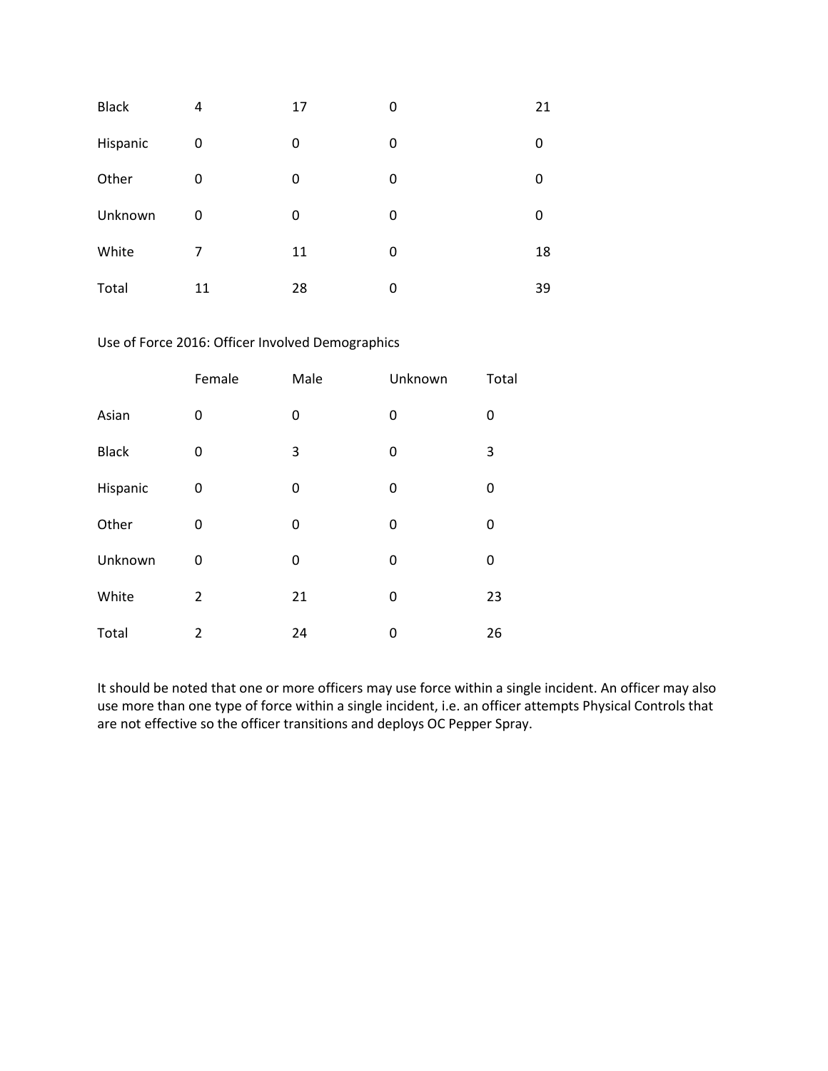| | | | | |
|---|---|---|---|---|
| Black | 4 | 17 | 0 | 21 |
| Hispanic | 0 | 0 | 0 | 0 |
| Other | 0 | 0 | 0 | 0 |
| Unknown | 0 | 0 | 0 | 0 |
| White | 7 | 11 | 0 | 18 |
| Total | 11 | 28 | 0 | 39 |

Use of Force 2016: Officer Involved Demographics

| | Female | Male | Unknown | Total |
|---|---|---|---|---|
| Asian | 0 | 0 | 0 | 0 |
| Black | 0 | 3 | 0 | 3 |
| Hispanic | 0 | 0 | 0 | 0 |
| Other | 0 | 0 | 0 | 0 |
| Unknown | 0 | 0 | 0 | 0 |
| White | 2 | 21 | 0 | 23 |
| Total | 2 | 24 | 0 | 26 |

It should be noted that one or more officers may use force within a single incident. An officer may also use more than one type of force within a single incident, i.e. an officer attempts Physical Controls that are not effective so the officer transitions and deploys OC Pepper Spray.